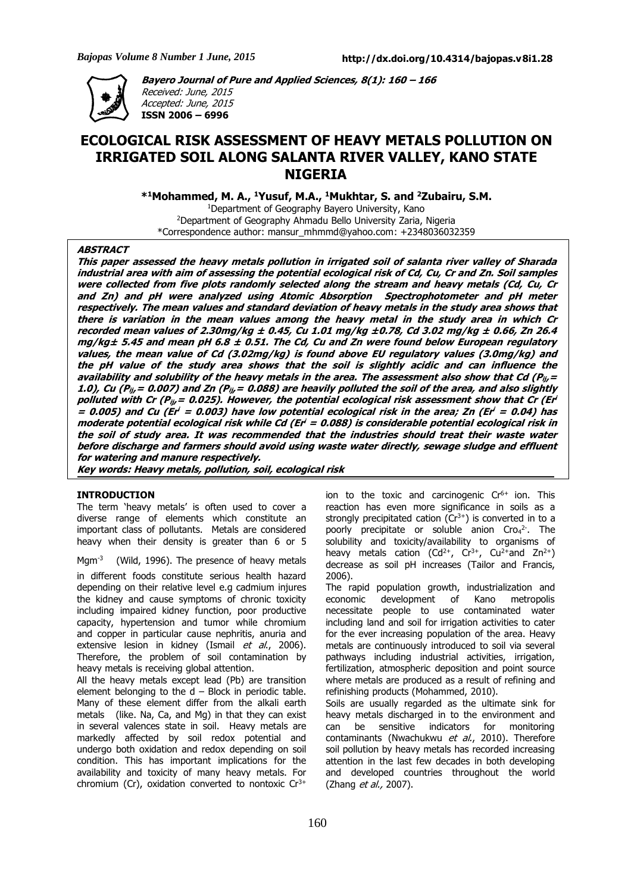**Bayero Journal of Pure and Applied Sciences, 8(1): 160 – 166**
*Received: June, 2015*
*Accepted: June, 2015*
**ISSN 2006 – 6996**

# ECOLOGICAL RISK ASSESSMENT OF HEAVY METALS POLLUTION ON IRRIGATED SOIL ALONG SALANTA RIVER VALLEY, KANO STATE NIGERIA

**\*[1]Mohammed, M. A., [1]Yusuf, M.A., [1]Mukhtar, S. and [2]Zubairu, S.M.**

[1]Department of Geography Bayero University, Kano
[2]Department of Geography Ahmadu Bello University Zaria, Nigeria
\*Correspondence author: mansur_mhmmd@yahoo.com: +2348036032359

## ABSTRACT

***This paper assessed the heavy metals pollution in irrigated soil of salanta river valley of Sharada industrial area with aim of assessing the potential ecological risk of Cd, Cu, Cr and Zn. Soil samples were collected from five plots randomly selected along the stream and heavy metals (Cd, Cu, Cr and Zn) and pH were analyzed using Atomic Absorption Spectrophotometer and pH meter respectively. The mean values and standard deviation of heavy metals in the study area shows that there is variation in the mean values among the heavy metal in the study area in which Cr recorded mean values of 2.30mg/kg ± 0.45, Cu 1.01 mg/kg ±0.78, Cd 3.02 mg/kg ± 0.66, Zn 26.4 mg/kg± 5.45 and mean pH 6.8 ± 0.51. The Cd, Cu and Zn were found below European regulatory values, the mean value of Cd (3.02mg/kg) is found above EU regulatory values (3.0mg/kg) and the pH value of the study area shows that the soil is slightly acidic and can influence the availability and solubility of the heavy metals in the area. The assessment also show that Cd ($P_{ij}$ = 1.0), Cu ($P_{ij}$ = 0.007) and Zn ($P_{ij}$ = 0.088) are heavily polluted the soil of the area, and also slightly polluted with Cr ($P_{ij}$ = 0.025). However, the potential ecological risk assessment show that Cr ($Er^i$ = 0.005) and Cu ($Er^i$ = 0.003) have low potential ecological risk in the area; Zn ($Er^i$ = 0.04) has moderate potential ecological risk while Cd ($Er^i$ = 0.088) is considerable potential ecological risk in the soil of study area. It was recommended that the industries should treat their waste water before discharge and farmers should avoid using waste water directly, sewage sludge and effluent for watering and manure respectively.***

***Key words: Heavy metals, pollution, soil, ecological risk***

## INTRODUCTION

The term 'heavy metals' is often used to cover a diverse range of elements which constitute an important class of pollutants. Metals are considered heavy when their density is greater than 6 or 5 $Mgm^{-3}$ (Wild, 1996). The presence of heavy metals in different foods constitute serious health hazard depending on their relative level e.g cadmium injures the kidney and cause symptoms of chronic toxicity including impaired kidney function, poor productive capacity, hypertension and tumor while chromium and copper in particular cause nephritis, anuria and extensive lesion in kidney (Ismail *et al*., 2006). Therefore, the problem of soil contamination by heavy metals is receiving global attention.

All the heavy metals except lead (Pb) are transition element belonging to the d – Block in periodic table. Many of these element differ from the alkali earth metals (like. Na, Ca, and Mg) in that they can exist in several valences state in soil. Heavy metals are markedly affected by soil redox potential and undergo both oxidation and redox depending on soil condition. This has important implications for the availability and toxicity of many heavy metals. For chromium (Cr), oxidation converted to nontoxic $Cr^{3+}$ ion to the toxic and carcinogenic $Cr^{6+}$ ion. This reaction has even more significance in soils as a strongly precipitated cation ($Cr^{3+}$) is converted in to a poorly precipitate or soluble anion $Cro_4^{2-}$. The solubility and toxicity/availability to organisms of heavy metals cation ($Cd^{2+}$, $Cr^{3+}$, $Cu^{2+}$and $Zn^{2+}$) decrease as soil pH increases (Tailor and Francis, 2006).

The rapid population growth, industrialization and economic development of Kano metropolis necessitate people to use contaminated water including land and soil for irrigation activities to cater for the ever increasing population of the area. Heavy metals are continuously introduced to soil via several pathways including industrial activities, irrigation, fertilization, atmospheric deposition and point source where metals are produced as a result of refining and refinishing products (Mohammed, 2010).

Soils are usually regarded as the ultimate sink for heavy metals discharged in to the environment and can be sensitive indicators for monitoring contaminants (Nwachukwu *et al*., 2010). Therefore soil pollution by heavy metals has recorded increasing attention in the last few decades in both developing and developed countries throughout the world (Zhang *et al.,* 2007).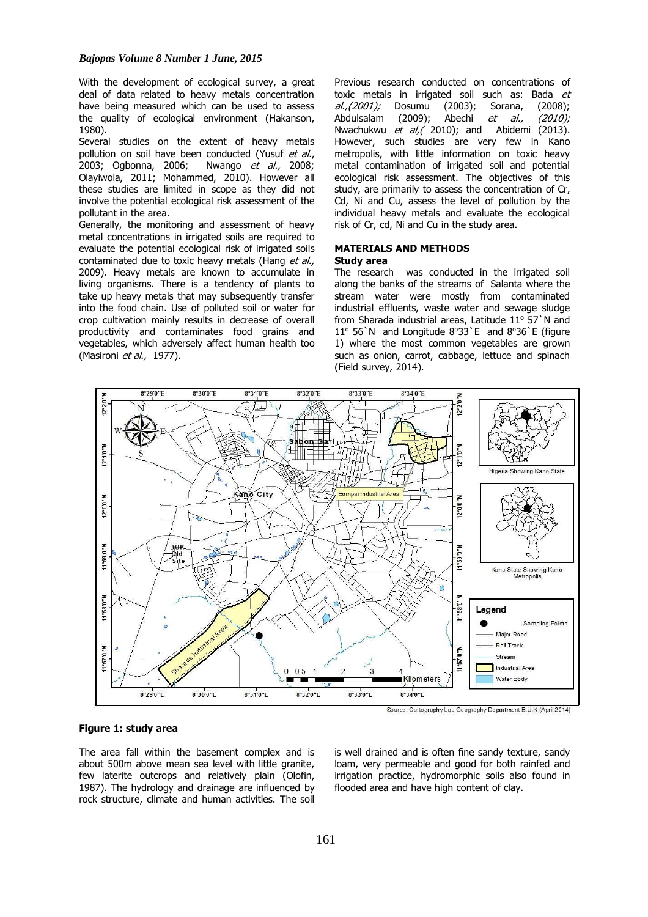With the development of ecological survey, a great deal of data related to heavy metals concentration have being measured which can be used to assess the quality of ecological environment (Hakanson, 1980).

Several studies on the extent of heavy metals pollution on soil have been conducted (Yusuf *et al.*, 2003; Ogbonna, 2006; Nwango *et al.,* 2008; Olayiwola, 2011; Mohammed, 2010). However all these studies are limited in scope as they did not involve the potential ecological risk assessment of the pollutant in the area.

Generally, the monitoring and assessment of heavy metal concentrations in irrigated soils are required to evaluate the potential ecological risk of irrigated soils contaminated due to toxic heavy metals (Hang *et al.,* 2009). Heavy metals are known to accumulate in living organisms. There is a tendency of plants to take up heavy metals that may subsequently transfer into the food chain. Use of polluted soil or water for crop cultivation mainly results in decrease of overall productivity and contaminates food grains and vegetables, which adversely affect human health too (Masironi *et al.,* 1977).

Previous research conducted on concentrations of toxic metals in irrigated soil such as: Bada *et al.,(2001);* Dosumu (2003); Sorana, (2008); Abdulsalam (2009); Abechi *et al., (2010);* Nwachukwu *et al,(* 2010); and Abidemi (2013). However, such studies are very few in Kano metropolis, with little information on toxic heavy metal contamination of irrigated soil and potential ecological risk assessment. The objectives of this study, are primarily to assess the concentration of Cr, Cd, Ni and Cu, assess the level of pollution by the individual heavy metals and evaluate the ecological risk of Cr, cd, Ni and Cu in the study area.

## MATERIALS AND METHODS

### Study area

The research was conducted in the irrigated soil along the banks of the streams of Salanta where the stream water were mostly from contaminated industrial effluents, waste water and sewage sludge from Sharada industrial areas, Latitude 11° 57`N and 11° 56`N and Longitude 8°33`E and 8°36`E (figure 1) where the most common vegetables are grown such as onion, carrot, cabbage, lettuce and spinach (Field survey, 2014).

Source: Cartography Lab Geography Department B.U.K (April 2014)

**Figure 1: study area**

The area fall within the basement complex and is about 500m above mean sea level with little granite, few laterite outcrops and relatively plain (Olofin, 1987). The hydrology and drainage are influenced by rock structure, climate and human activities. The soil is well drained and is often fine sandy texture, sandy loam, very permeable and good for both rainfed and irrigation practice, hydromorphic soils also found in flooded area and have high content of clay.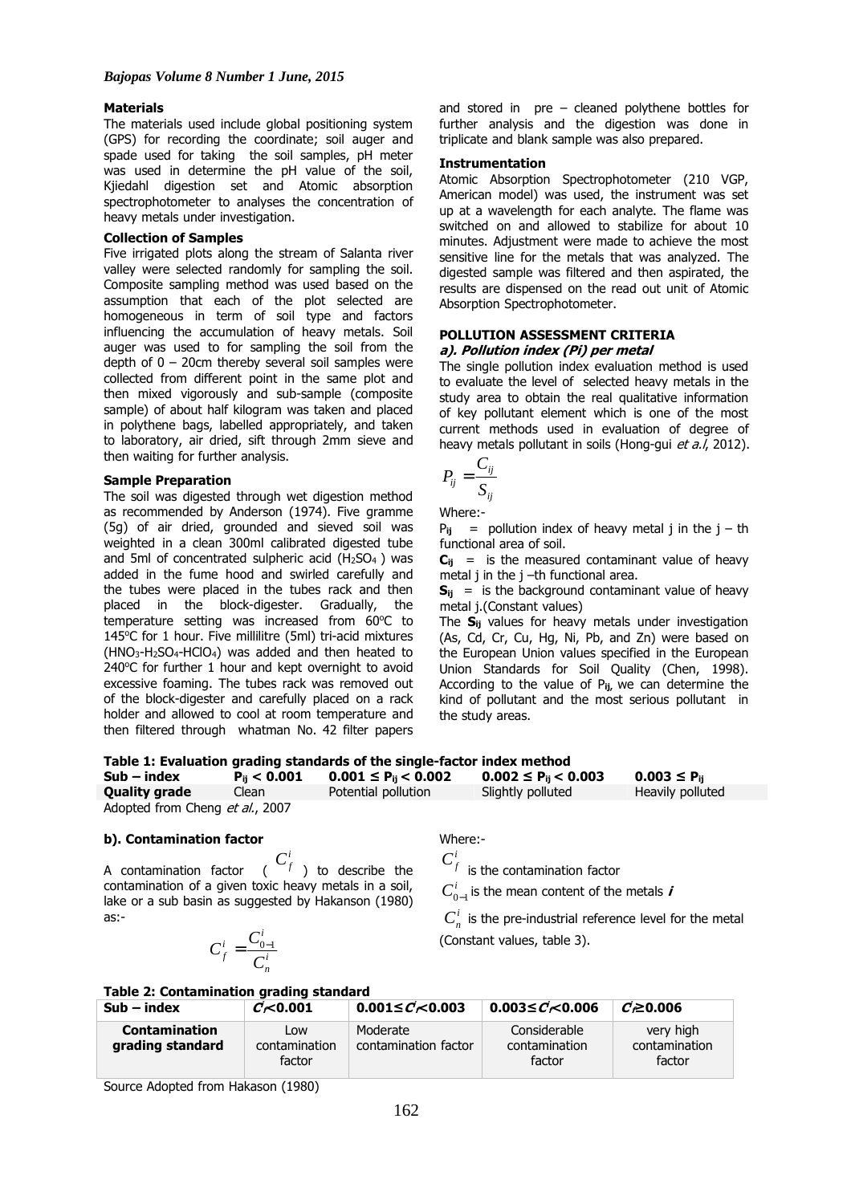### Materials

The materials used include global positioning system (GPS) for recording the coordinate; soil auger and spade used for taking the soil samples, pH meter was used in determine the pH value of the soil, Kjiedahl digestion set and Atomic absorption spectrophotometer to analyses the concentration of heavy metals under investigation.

### Collection of Samples

Five irrigated plots along the stream of Salanta river valley were selected randomly for sampling the soil. Composite sampling method was used based on the assumption that each of the plot selected are homogeneous in term of soil type and factors influencing the accumulation of heavy metals. Soil auger was used to for sampling the soil from the depth of 0 – 20cm thereby several soil samples were collected from different point in the same plot and then mixed vigorously and sub-sample (composite sample) of about half kilogram was taken and placed in polythene bags, labelled appropriately, and taken to laboratory, air dried, sift through 2mm sieve and then waiting for further analysis.

### Sample Preparation

The soil was digested through wet digestion method as recommended by Anderson (1974). Five gramme (5g) of air dried, grounded and sieved soil was weighted in a clean 300ml calibrated digested tube and 5ml of concentrated sulpheric acid ($H_2SO_4$ ) was added in the fume hood and swirled carefully and the tubes were placed in the tubes rack and then placed in the block-digester. Gradually, the temperature setting was increased from 60°C to 145°C for 1 hour. Five millilitre (5ml) tri-acid mixtures ($HNO_3$-$H_2SO_4$-$HClO_4$) was added and then heated to 240°C for further 1 hour and kept overnight to avoid excessive foaming. The tubes rack was removed out of the block-digester and carefully placed on a rack holder and allowed to cool at room temperature and then filtered through whatman No. 42 filter papers and stored in pre – cleaned polythene bottles for further analysis and the digestion was done in triplicate and blank sample was also prepared.

### Instrumentation

Atomic Absorption Spectrophotometer (210 VGP, American model) was used, the instrument was set up at a wavelength for each analyte. The flame was switched on and allowed to stabilize for about 10 minutes. Adjustment were made to achieve the most sensitive line for the metals that was analyzed. The digested sample was filtered and then aspirated, the results are dispensed on the read out unit of Atomic Absorption Spectrophotometer.

## POLLUTION ASSESSMENT CRITERIA

### *a). Pollution index (Pi) per metal*

The single pollution index evaluation method is used to evaluate the level of selected heavy metals in the study area to obtain the real qualitative information of key pollutant element which is one of the most current methods used in evaluation of degree of heavy metals pollutant in soils (Hong-gui *et a.l*, 2012).

$$P_{ij} = \frac{C_{ij}}{S_{ij}}$$

Where:-

$P_{ij}$ = pollution index of heavy metal j in the j – th functional area of soil.

$C_{ij}$ = is the measured contaminant value of heavy metal j in the j –th functional area.

$S_{ij}$ = is the background contaminant value of heavy metal j.(Constant values)

The $S_{ij}$ values for heavy metals under investigation (As, Cd, Cr, Cu, Hg, Ni, Pb, and Zn) were based on the European Union values specified in the European Union Standards for Soil Quality (Chen, 1998). According to the value of $P_{ij}$, we can determine the kind of pollutant and the most serious pollutant in the study areas.

**Table 1: Evaluation grading standards of the single-factor index method**

| Sub – index | $P_{ij} < 0.001$ | $0.001 \leq P_{ij} < 0.002$ | $0.002 \leq P_{ij} < 0.003$ | $0.003 \leq P_{ij}$ |
|---|---|---|---|---|
| **Quality grade** | Clean | Potential pollution | Slightly polluted | Heavily polluted |

Adopted from Cheng *et al.*, 2007

### b). Contamination factor

A contamination factor ( $C_f^i$ ) to describe the contamination of a given toxic heavy metals in a soil, lake or a sub basin as suggested by Hakanson (1980) as:-

$$C_f^i = \frac{C_{0-1}^i}{C_n^i}$$

Where:-

$C_f^i$ is the contamination factor

$C_{0-1}^i$ is the mean content of the metals ***i***

$C_n^i$ is the pre-industrial reference level for the metal (Constant values, table 3).

**Table 2: Contamination grading standard**

| Sub – index | $C_f^i < 0.001$ | $0.001 \leq C_f^i < 0.003$ | $0.003 \leq C_f^i < 0.006$ | $C_f^i \geq 0.006$ |
|---|---|---|---|---|
| **Contamination grading standard** | Low contamination factor | Moderate contamination factor | Considerable contamination factor | very high contamination factor |

Source Adopted from Hakason (1980)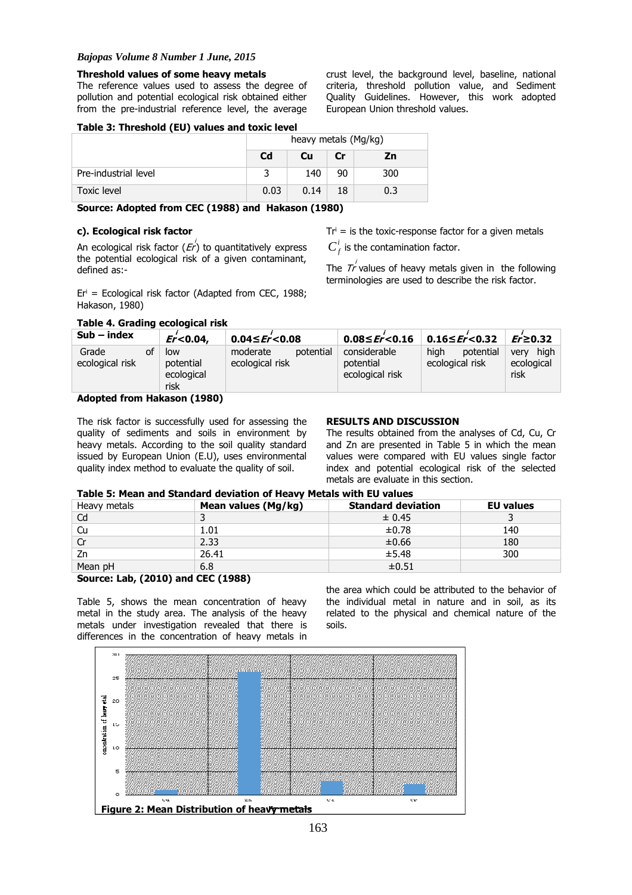#### Threshold values of some heavy metals

The reference values used to assess the degree of pollution and potential ecological risk obtained either from the pre-industrial reference level, the average crust level, the background level, baseline, national criteria, threshold pollution value, and Sediment Quality Guidelines. However, this work adopted European Union threshold values.

**Table 3: Threshold (EU) values and toxic level**

| | heavy metals (Mg/kg) | | | |
|---|---|---|---|---|
| | **Cd** | **Cu** | **Cr** | **Zn** |
| Pre-industrial level | 3 | 140 | 90 | 300 |
| Toxic level | 0.03 | 0.14 | 18 | 0.3 |

**Source: Adopted from CEC (1988) and Hakason (1980)**

#### c). Ecological risk factor

An ecological risk factor ($Er^i$) to quantitatively express the potential ecological risk of a given contaminant, defined as:-

$Er^i$ = Ecological risk factor (Adapted from CEC, 1988; Hakason, 1980)

$Tr^i$ = is the toxic-response factor for a given metals

$C_f^i$ is the contamination factor.

The $Tr^i$ values of heavy metals given in the following terminologies are used to describe the risk factor.

**Table 4. Grading ecological risk**

| Sub – index | $Er^i$<0.04, | 0.04≤$Er^i$<0.08 | 0.08≤$Er^i$<0.16 | 0.16≤$Er^i$<0.32 | $Er^i$≥0.32 |
|---|---|---|---|---|---|
| Grade of ecological risk | low potential ecological risk | moderate potential ecological risk | considerable potential ecological risk | high potential ecological risk | very high ecological risk |

**Adopted from Hakason (1980)**

The risk factor is successfully used for assessing the quality of sediments and soils in environment by heavy metals. According to the soil quality standard issued by European Union (E.U), uses environmental quality index method to evaluate the quality of soil.

## RESULTS AND DISCUSSION

The results obtained from the analyses of Cd, Cu, Cr and Zn are presented in Table 5 in which the mean values were compared with EU values single factor index and potential ecological risk of the selected metals are evaluate in this section.

**Table 5: Mean and Standard deviation of Heavy Metals with EU values**

| Heavy metals | Mean values (Mg/kg) | Standard deviation | EU values |
|---|---|---|---|
| Cd | 3 | ± 0.45 | 3 |
| Cu | 1.01 | ±0.78 | 140 |
| Cr | 2.33 | ±0.66 | 180 |
| Zn | 26.41 | ±5.48 | 300 |
| Mean pH | 6.8 | ±0.51 | |

**Source: Lab, (2010) and CEC (1988)**

Table 5, shows the mean concentration of heavy metal in the study area. The analysis of the heavy metals under investigation revealed that there is differences in the concentration of heavy metals in the area which could be attributed to the behavior of the individual metal in nature and in soil, as its related to the physical and chemical nature of the soils.

**Figure 2: Mean Distribution of heavy metals**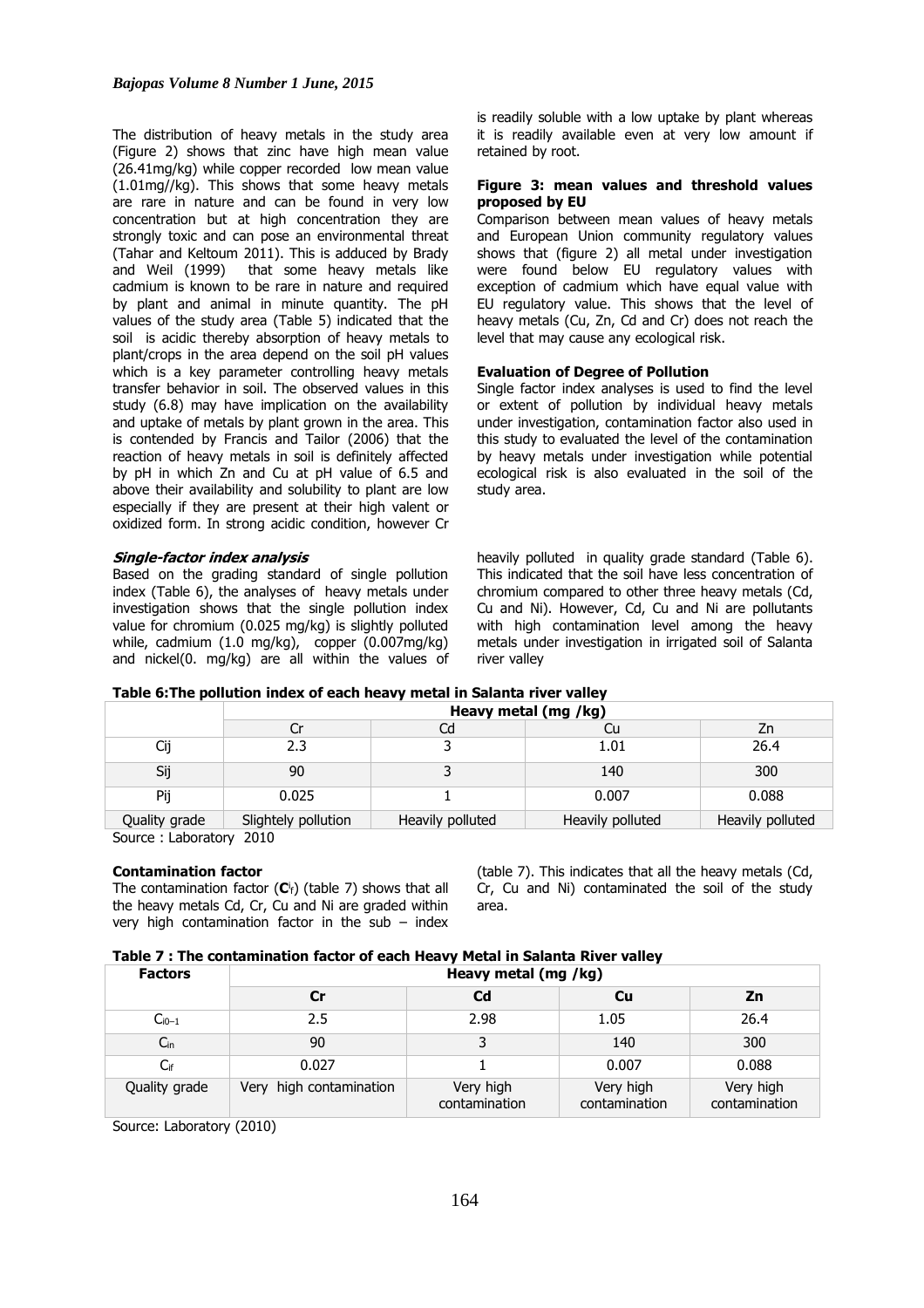The distribution of heavy metals in the study area (Figure 2) shows that zinc have high mean value (26.41mg/kg) while copper recorded low mean value (1.01mg//kg). This shows that some heavy metals are rare in nature and can be found in very low concentration but at high concentration they are strongly toxic and can pose an environmental threat (Tahar and Keltoum 2011). This is adduced by Brady and Weil (1999) that some heavy metals like cadmium is known to be rare in nature and required by plant and animal in minute quantity. The pH values of the study area (Table 5) indicated that the soil is acidic thereby absorption of heavy metals to plant/crops in the area depend on the soil pH values which is a key parameter controlling heavy metals transfer behavior in soil. The observed values in this study (6.8) may have implication on the availability and uptake of metals by plant grown in the area. This is contended by Francis and Tailor (2006) that the reaction of heavy metals in soil is definitely affected by pH in which Zn and Cu at pH value of 6.5 and above their availability and solubility to plant are low especially if they are present at their high valent or oxidized form. In strong acidic condition, however Cr is readily soluble with a low uptake by plant whereas it is readily available even at very low amount if retained by root.

**Figure 3: mean values and threshold values proposed by EU**

Comparison between mean values of heavy metals and European Union community regulatory values shows that (figure 2) all metal under investigation were found below EU regulatory values with exception of cadmium which have equal value with EU regulatory value. This shows that the level of heavy metals (Cu, Zn, Cd and Cr) does not reach the level that may cause any ecological risk.

**Evaluation of Degree of Pollution**

Single factor index analyses is used to find the level or extent of pollution by individual heavy metals under investigation, contamination factor also used in this study to evaluated the level of the contamination by heavy metals under investigation while potential ecological risk is also evaluated in the soil of the study area.

***Single-factor index analysis***

Based on the grading standard of single pollution index (Table 6), the analyses of heavy metals under investigation shows that the single pollution index value for chromium (0.025 mg/kg) is slightly polluted while, cadmium (1.0 mg/kg), copper (0.007mg/kg) and nickel(0. mg/kg) are all within the values of heavily polluted in quality grade standard (Table 6). This indicated that the soil have less concentration of chromium compared to other three heavy metals (Cd, Cu and Ni). However, Cd, Cu and Ni are pollutants with high contamination level among the heavy metals under investigation in irrigated soil of Salanta river valley

**Table 6:The pollution index of each heavy metal in Salanta river valley**

| | Heavy metal (mg /kg) | | | |
|---|---|---|---|---|
| | Cr | Cd | Cu | Zn |
| Cij | 2.3 | 3 | 1.01 | 26.4 |
| Sij | 90 | 3 | 140 | 300 |
| Pij | 0.025 | 1 | 0.007 | 0.088 |
| Quality grade | Slightly pollution | Heavily polluted | Heavily polluted | Heavily polluted |

Source : Laboratory 2010

**Contamination factor**

The contamination factor ($C^i_f$) (table 7) shows that all the heavy metals Cd, Cr, Cu and Ni are graded within very high contamination factor in the sub – index (table 7). This indicates that all the heavy metals (Cd, Cr, Cu and Ni) contaminated the soil of the study area.

**Table 7 : The contamination factor of each Heavy Metal in Salanta River valley**

| Factors | Heavy metal (mg /kg) | | | |
|---|---|---|---|---|
| | **Cr** | **Cd** | **Cu** | **Zn** |
| $C_{i0-1}$ | 2.5 | 2.98 | 1.05 | 26.4 |
| $C_{in}$ | 90 | 3 | 140 | 300 |
| $C_{if}$ | 0.027 | 1 | 0.007 | 0.088 |
| Quality grade | Very high contamination | Very high contamination | Very high contamination | Very high contamination |

Source: Laboratory (2010)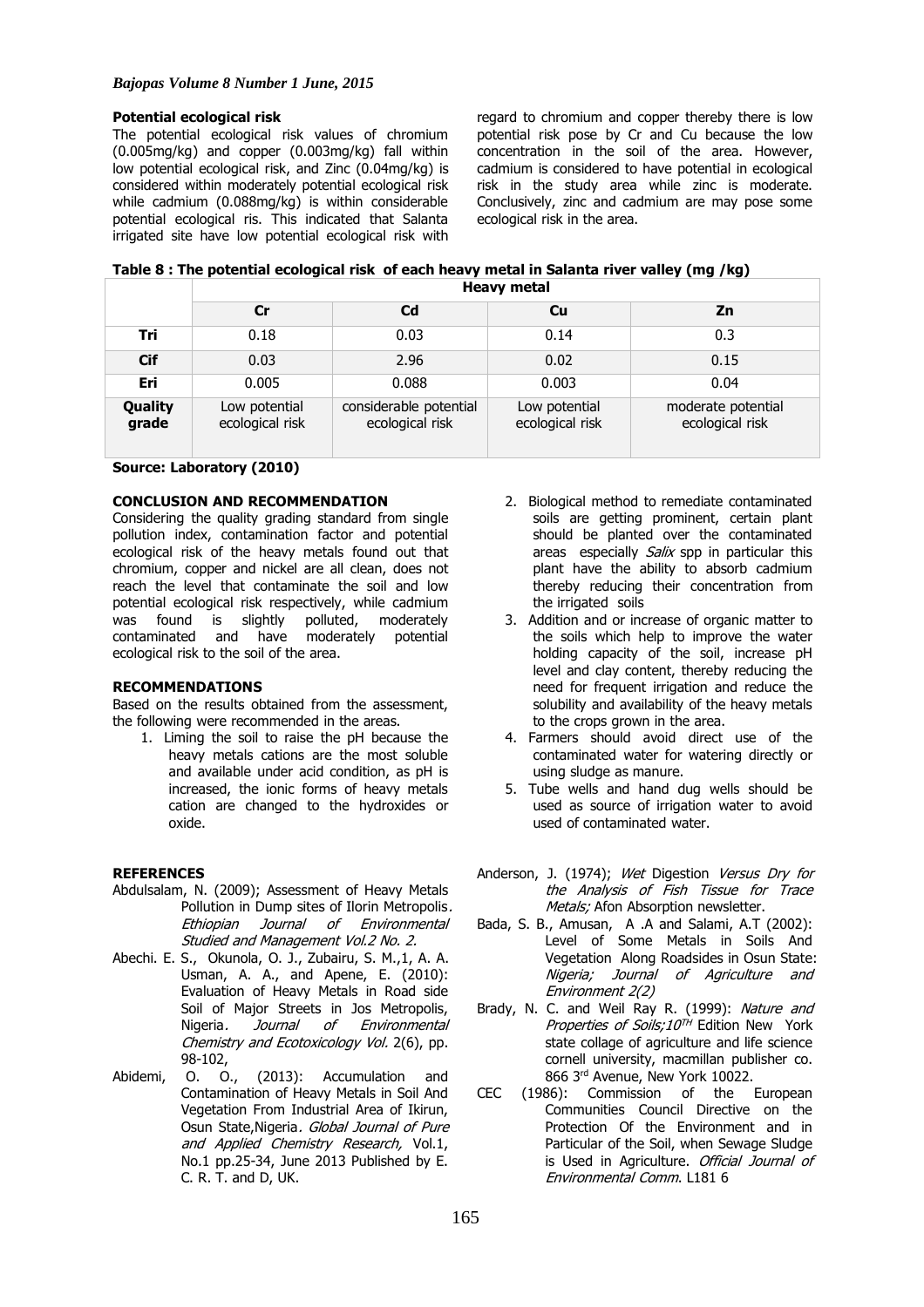**Potential ecological risk**

The potential ecological risk values of chromium (0.005mg/kg) and copper (0.003mg/kg) fall within low potential ecological risk, and Zinc (0.04mg/kg) is considered within moderately potential ecological risk while cadmium (0.088mg/kg) is within considerable potential ecological ris. This indicated that Salanta irrigated site have low potential ecological risk with regard to chromium and copper thereby there is low potential risk pose by Cr and Cu because the low concentration in the soil of the area. However, cadmium is considered to have potential in ecological risk in the study area while zinc is moderate. Conclusively, zinc and cadmium are may pose some ecological risk in the area.

**Table 8 : The potential ecological risk of each heavy metal in Salanta river valley (mg /kg)**

| | Heavy metal | | | |
|---|---|---|---|---|
| | **Cr** | **Cd** | **Cu** | **Zn** |
| **Tri** | 0.18 | 0.03 | 0.14 | 0.3 |
| **Cif** | 0.03 | 2.96 | 0.02 | 0.15 |
| **Eri** | 0.005 | 0.088 | 0.003 | 0.04 |
| **Quality grade** | Low potential ecological risk | considerable potential ecological risk | Low potential ecological risk | moderate potential ecological risk |

**Source: Laboratory (2010)**

**CONCLUSION AND RECOMMENDATION**

Considering the quality grading standard from single pollution index, contamination factor and potential ecological risk of the heavy metals found out that chromium, copper and nickel are all clean, does not reach the level that contaminate the soil and low potential ecological risk respectively, while cadmium was found is slightly polluted, moderately contaminated and have moderately potential ecological risk to the soil of the area.

**RECOMMENDATIONS**

Based on the results obtained from the assessment, the following were recommended in the areas.

1. Liming the soil to raise the pH because the heavy metals cations are the most soluble and available under acid condition, as pH is increased, the ionic forms of heavy metals cation are changed to the hydroxides or oxide.
2. Biological method to remediate contaminated soils are getting prominent, certain plant should be planted over the contaminated areas especially *Salix* spp in particular this plant have the ability to absorb cadmium thereby reducing their concentration from the irrigated soils
3. Addition and or increase of organic matter to the soils which help to improve the water holding capacity of the soil, increase pH level and clay content, thereby reducing the need for frequent irrigation and reduce the solubility and availability of the heavy metals to the crops grown in the area.
4. Farmers should avoid direct use of the contaminated water for watering directly or using sludge as manure.
5. Tube wells and hand dug wells should be used as source of irrigation water to avoid used of contaminated water.

**REFERENCES**

Abdulsalam, N. (2009); Assessment of Heavy Metals Pollution in Dump sites of Ilorin Metropolis. *Ethiopian Journal of Environmental Studied and Management Vol.2 No. 2.*

Abechi. E. S., Okunola, O. J., Zubairu, S. M.,1, A. A. Usman, A. A., and Apene, E. (2010): Evaluation of Heavy Metals in Road side Soil of Major Streets in Jos Metropolis, Nigeria. *Journal of Environmental Chemistry and Ecotoxicology Vol.* 2(6), pp. 98-102,

Abidemi, O. O., (2013): Accumulation and Contamination of Heavy Metals in Soil And Vegetation From Industrial Area of Ikirun, Osun State,Nigeria. *Global Journal of Pure and Applied Chemistry Research,* Vol.1, No.1 pp.25-34, June 2013 Published by E. C. R. T. and D, UK.

Anderson, J. (1974); *Wet* Digestion *Versus Dry for the Analysis of Fish Tissue for Trace Metals;* Afon Absorption newsletter.

Bada, S. B., Amusan, A .A and Salami, A.T (2002): Level of Some Metals in Soils And Vegetation Along Roadsides in Osun State: *Nigeria; Journal of Agriculture and Environment 2(2)*

Brady, N. C. and Weil Ray R. (1999): *Nature and Properties of Soils;10$^{TH}$* Edition New York state collage of agriculture and life science cornell university, macmillan publisher co. 866 3rd Avenue, New York 10022.

CEC (1986): Commission of the European Communities Council Directive on the Protection Of the Environment and in Particular of the Soil, when Sewage Sludge is Used in Agriculture. *Official Journal of Environmental Comm*. L181 6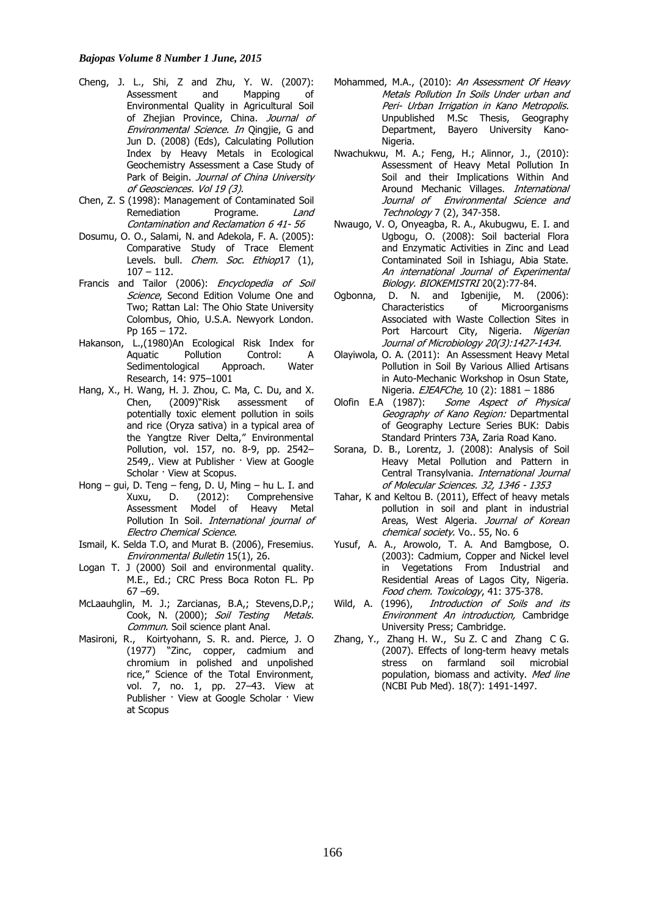Cheng, J. L., Shi, Z and Zhu, Y. W. (2007): Assessment and Mapping of Environmental Quality in Agricultural Soil of Zhejian Province, China. *Journal of Environmental Science. In* Qingjie, G and Jun D. (2008) (Eds), Calculating Pollution Index by Heavy Metals in Ecological Geochemistry Assessment a Case Study of Park of Beigin. *Journal of China University of Geosciences. Vol 19 (3).*

Chen, Z. S (1998): Management of Contaminated Soil Remediation Programe. *Land Contamination and Reclamation 6 41- 56*

Dosumu, O. O., Salami, N. and Adekola, F. A. (2005): Comparative Study of Trace Element Levels. bull. *Chem. Soc. Ethiop*17 (1), 107 – 112.

Francis and Tailor (2006): *Encyclopedia of Soil Science*, Second Edition Volume One and Two; Rattan Lal: The Ohio State University Colombus, Ohio, U.S.A. Newyork London. Pp 165 – 172.

Hakanson, L.,(1980)An Ecological Risk Index for Aquatic Pollution Control: A Sedimentological Approach. Water Research, 14: 975–1001

Hang, X., H. Wang, H. J. Zhou, C. Ma, C. Du, and X. Chen, (2009)"Risk assessment of potentially toxic element pollution in soils and rice (Oryza sativa) in a typical area of the Yangtze River Delta," Environmental Pollution, vol. 157, no. 8-9, pp. 2542–2549,. View at Publisher · View at Google Scholar · View at Scopus.

Hong – gui, D. Teng – feng, D. U, Ming – hu L. I. and Xuxu, D. (2012): Comprehensive Assessment Model of Heavy Metal Pollution In Soil. *International journal of Electro Chemical Science.*

Ismail, K. Selda T.O, and Murat B. (2006), Fresemius. *Environmental Bulletin* 15(1), 26.

Logan T. J (2000) Soil and environmental quality. M.E., Ed.; CRC Press Boca Roton FL. Pp 67 –69.

McLaauhglin, M. J.; Zarcianas, B.A,; Stevens,D.P,; Cook, N. (2000); *Soil Testing Metals. Commun.* Soil science plant Anal.

Masironi, R., Koirtyohann, S. R. and. Pierce, J. O (1977) "Zinc, copper, cadmium and chromium in polished and unpolished rice," Science of the Total Environment, vol. 7, no. 1, pp. 27–43. View at Publisher · View at Google Scholar · View at Scopus

Mohammed, M.A., (2010): *An Assessment Of Heavy Metals Pollution In Soils Under urban and Peri- Urban Irrigation in Kano Metropolis.* Unpublished M.Sc Thesis, Geography Department, Bayero University Kano-Nigeria.

Nwachukwu, M. A.; Feng, H.; Alinnor, J., (2010): Assessment of Heavy Metal Pollution In Soil and their Implications Within And Around Mechanic Villages. *International Journal of Environmental Science and Technology* 7 (2), 347-358.

Nwaugo, V. O, Onyeagba, R. A., Akubugwu, E. I. and Ugbogu, O. (2008): Soil bacterial Flora and Enzymatic Activities in Zinc and Lead Contaminated Soil in Ishiagu, Abia State. *An international Journal of Experimental Biology. BIOKEMISTRI* 20(2):77-84.

Ogbonna, D. N. and Igbenijie, M. (2006): Characteristics of Microorganisms Associated with Waste Collection Sites in Port Harcourt City, Nigeria. *Nigerian Journal of Microbiology 20(3):1427-1434.*

Olayiwola, O. A. (2011): An Assessment Heavy Metal Pollution in Soil By Various Allied Artisans in Auto-Mechanic Workshop in Osun State, Nigeria. *EJEAFChe,* 10 (2): 1881 – 1886

Olofin E.A (1987): *Some Aspect of Physical Geography of Kano Region:* Departmental of Geography Lecture Series BUK: Dabis Standard Printers 73A, Zaria Road Kano.

Sorana, D. B., Lorentz, J. (2008): Analysis of Soil Heavy Metal Pollution and Pattern in Central Transylvania. *International Journal of Molecular Sciences. 32, 1346 - 1353*

Tahar, K and Keltou B. (2011), Effect of heavy metals pollution in soil and plant in industrial Areas, West Algeria. *Journal of Korean chemical society.* Vo.. 55, No. 6

Yusuf, A. A., Arowolo, T. A. And Bamgbose, O. (2003): Cadmium, Copper and Nickel level in Vegetations From Industrial and Residential Areas of Lagos City, Nigeria. *Food chem. Toxicology*, 41: 375-378.

Wild, A. (1996), *Introduction of Soils and its Environment An introduction,* Cambridge University Press; Cambridge.

Zhang, Y., Zhang H. W., Su Z. C and Zhang C G. (2007). Effects of long-term heavy metals stress on farmland soil microbial population, biomass and activity. *Med line* (NCBI Pub Med). 18(7): 1491-1497.